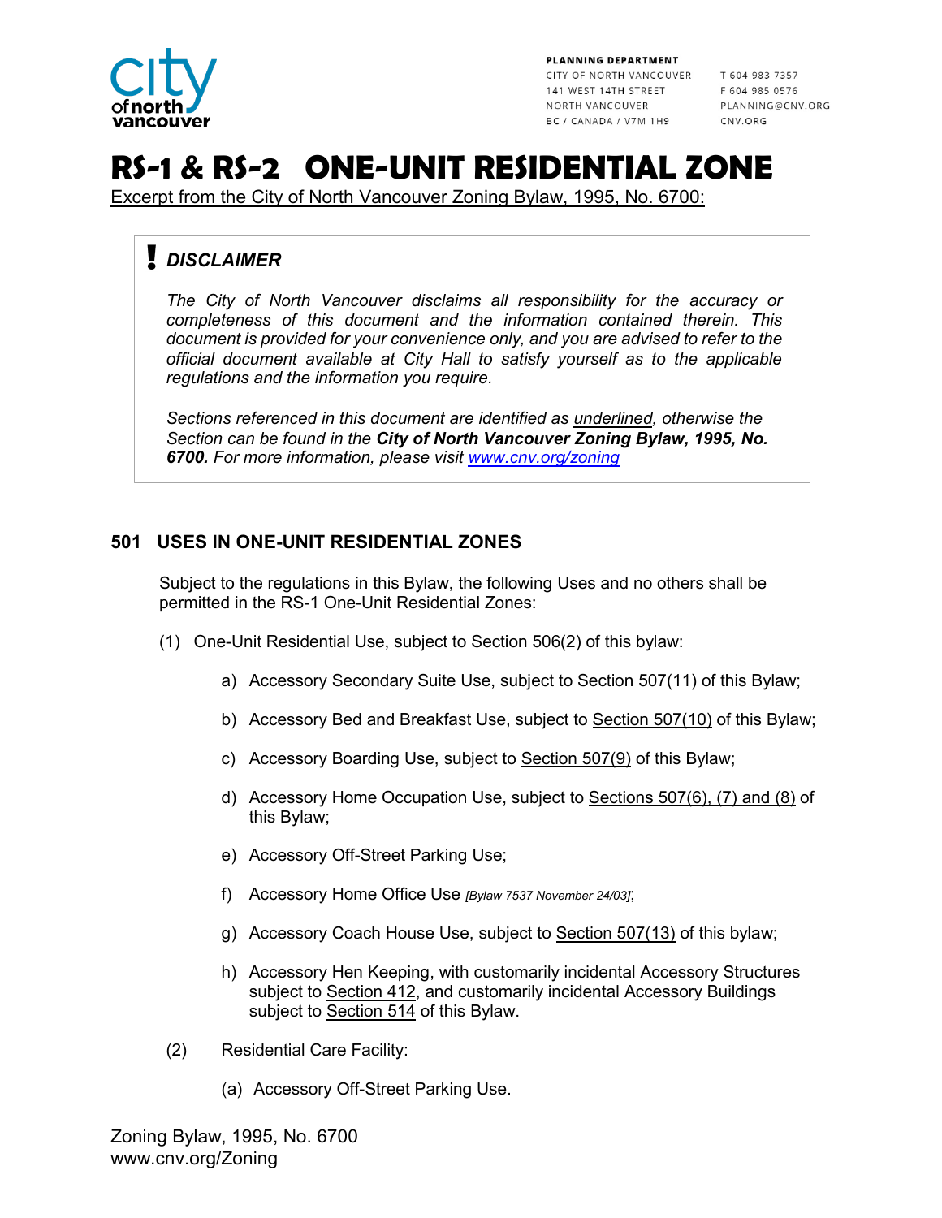PLANNING DEPARTMENT
CITY OF NORTH VANCOUVER
141 WEST 14TH STREET
NORTH VANCOUVER
BC / CANADA / V7M 1H9

T 604 983 7357
F 604 985 0576
PLANNING@CNV.ORG
CNV.ORG

# RS-1 & RS-2 ONE-UNIT RESIDENTIAL ZONE

Excerpt from the City of North Vancouver Zoning Bylaw, 1995, No. 6700:

> **!** ***DISCLAIMER***
>
> *The City of North Vancouver disclaims all responsibility for the accuracy or completeness of this document and the information contained therein. This document is provided for your convenience only, and you are advised to refer to the official document available at City Hall to satisfy yourself as to the applicable regulations and the information you require.*
>
> *Sections referenced in this document are identified as underlined, otherwise the Section can be found in the* ***City of North Vancouver Zoning Bylaw, 1995, No. 6700.*** *For more information, please visit [www.cnv.org/zoning](www.cnv.org/zoning)*

## 501 USES IN ONE-UNIT RESIDENTIAL ZONES

Subject to the regulations in this Bylaw, the following Uses and no others shall be permitted in the RS-1 One-Unit Residential Zones:

(1) One-Unit Residential Use, subject to Section 506(2) of this bylaw:

a) Accessory Secondary Suite Use, subject to Section 507(11) of this Bylaw;

b) Accessory Bed and Breakfast Use, subject to Section 507(10) of this Bylaw;

c) Accessory Boarding Use, subject to Section 507(9) of this Bylaw;

d) Accessory Home Occupation Use, subject to Sections 507(6), (7) and (8) of this Bylaw;

e) Accessory Off-Street Parking Use;

f) Accessory Home Office Use *[Bylaw 7537 November 24/03]*;

g) Accessory Coach House Use, subject to Section 507(13) of this bylaw;

h) Accessory Hen Keeping, with customarily incidental Accessory Structures subject to Section 412, and customarily incidental Accessory Buildings subject to Section 514 of this Bylaw.

(2) Residential Care Facility:

(a) Accessory Off-Street Parking Use.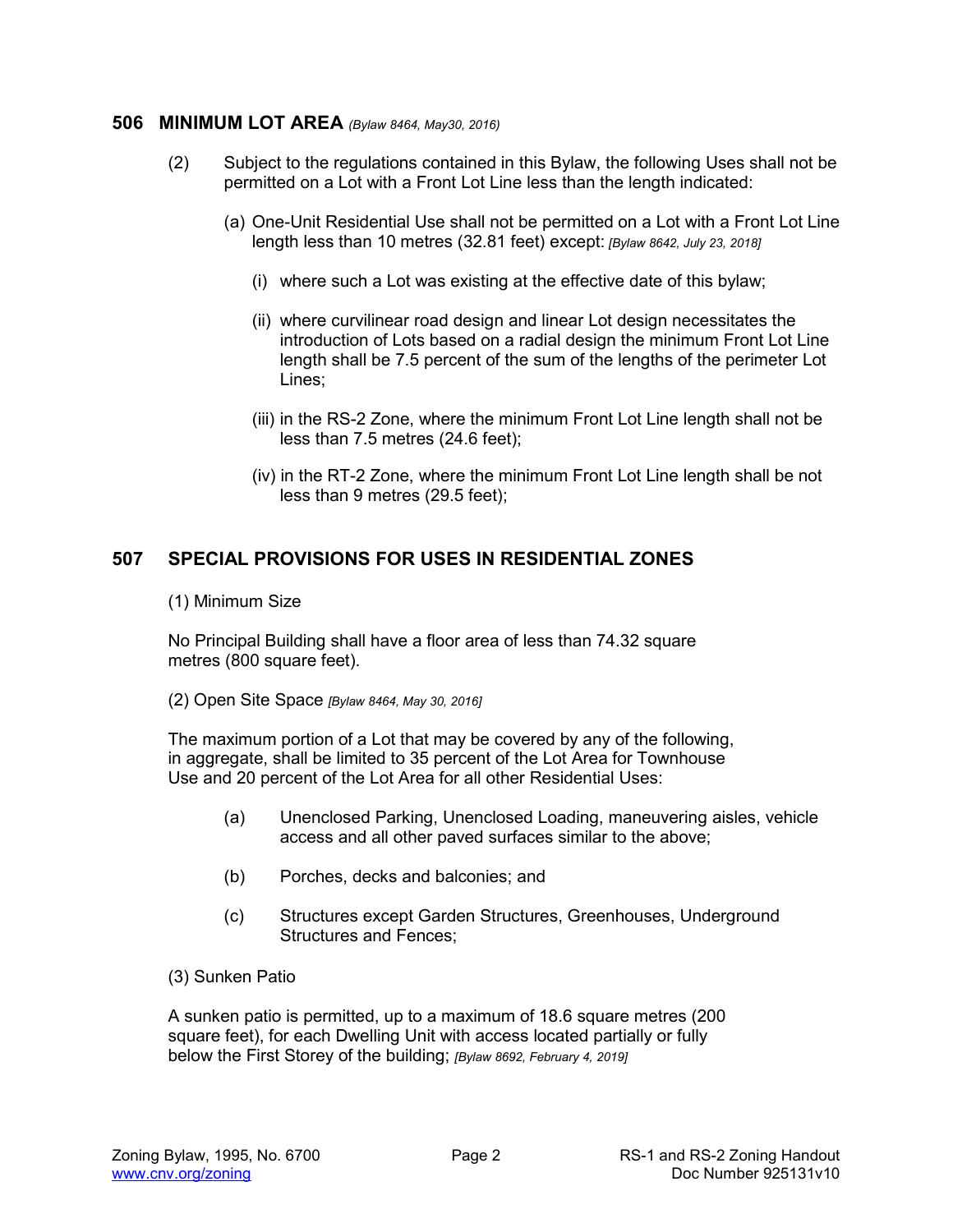## 506 MINIMUM LOT AREA *(Bylaw 8464, May30, 2016)*

(2) Subject to the regulations contained in this Bylaw, the following Uses shall not be permitted on a Lot with a Front Lot Line less than the length indicated:

(a) One-Unit Residential Use shall not be permitted on a Lot with a Front Lot Line length less than 10 metres (32.81 feet) except: *[Bylaw 8642, July 23, 2018]*

(i) where such a Lot was existing at the effective date of this bylaw;

(ii) where curvilinear road design and linear Lot design necessitates the introduction of Lots based on a radial design the minimum Front Lot Line length shall be 7.5 percent of the sum of the lengths of the perimeter Lot Lines;

(iii) in the RS-2 Zone, where the minimum Front Lot Line length shall not be less than 7.5 metres (24.6 feet);

(iv) in the RT-2 Zone, where the minimum Front Lot Line length shall be not less than 9 metres (29.5 feet);

## 507 SPECIAL PROVISIONS FOR USES IN RESIDENTIAL ZONES

(1) Minimum Size

No Principal Building shall have a floor area of less than 74.32 square metres (800 square feet).

(2) Open Site Space *[Bylaw 8464, May 30, 2016]*

The maximum portion of a Lot that may be covered by any of the following, in aggregate, shall be limited to 35 percent of the Lot Area for Townhouse Use and 20 percent of the Lot Area for all other Residential Uses:

(a) Unenclosed Parking, Unenclosed Loading, maneuvering aisles, vehicle access and all other paved surfaces similar to the above;

(b) Porches, decks and balconies; and

(c) Structures except Garden Structures, Greenhouses, Underground Structures and Fences;

(3) Sunken Patio

A sunken patio is permitted, up to a maximum of 18.6 square metres (200 square feet), for each Dwelling Unit with access located partially or fully below the First Storey of the building; *[Bylaw 8692, February 4, 2019]*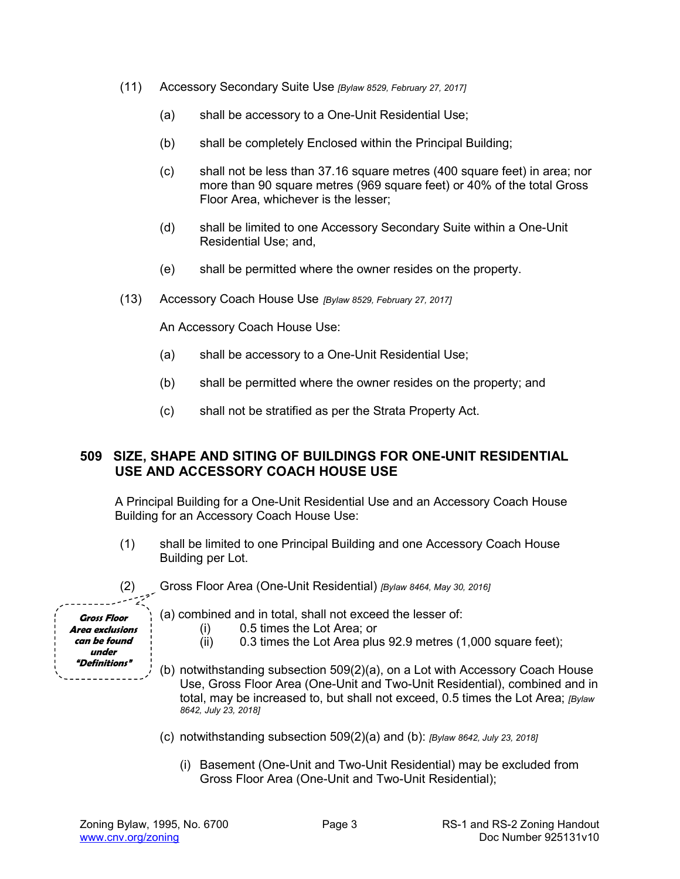(11) Accessory Secondary Suite Use *[Bylaw 8529, February 27, 2017]*

- (a) shall be accessory to a One-Unit Residential Use;
- (b) shall be completely Enclosed within the Principal Building;
- (c) shall not be less than 37.16 square metres (400 square feet) in area; nor more than 90 square metres (969 square feet) or 40% of the total Gross Floor Area, whichever is the lesser;
- (d) shall be limited to one Accessory Secondary Suite within a One-Unit Residential Use; and,
- (e) shall be permitted where the owner resides on the property.

(13) Accessory Coach House Use *[Bylaw 8529, February 27, 2017]*

An Accessory Coach House Use:

- (a) shall be accessory to a One-Unit Residential Use;
- (b) shall be permitted where the owner resides on the property; and
- (c) shall not be stratified as per the Strata Property Act.

## 509 SIZE, SHAPE AND SITING OF BUILDINGS FOR ONE-UNIT RESIDENTIAL USE AND ACCESSORY COACH HOUSE USE

A Principal Building for a One-Unit Residential Use and an Accessory Coach House Building for an Accessory Coach House Use:

(1) shall be limited to one Principal Building and one Accessory Coach House Building per Lot.

(2) Gross Floor Area (One-Unit Residential) *[Bylaw 8464, May 30, 2016]*

***Gross Floor Area exclusions can be found under "Definitions"***

(a) combined and in total, shall not exceed the lesser of:
- (i) 0.5 times the Lot Area; or
- (ii) 0.3 times the Lot Area plus 92.9 metres (1,000 square feet);

(b) notwithstanding subsection 509(2)(a), on a Lot with Accessory Coach House Use, Gross Floor Area (One-Unit and Two-Unit Residential), combined and in total, may be increased to, but shall not exceed, 0.5 times the Lot Area; *[Bylaw 8642, July 23, 2018]*

(c) notwithstanding subsection 509(2)(a) and (b): *[Bylaw 8642, July 23, 2018]*

- (i) Basement (One-Unit and Two-Unit Residential) may be excluded from Gross Floor Area (One-Unit and Two-Unit Residential);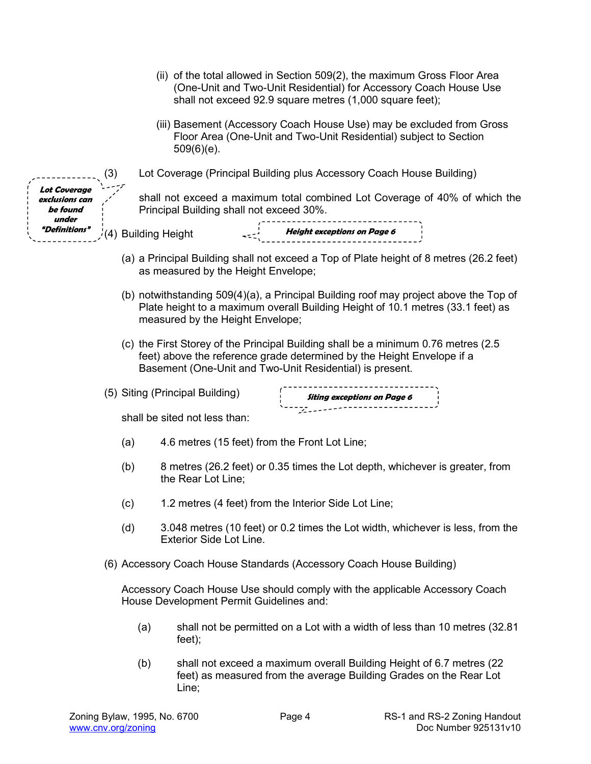(ii) of the total allowed in Section 509(2), the maximum Gross Floor Area (One-Unit and Two-Unit Residential) for Accessory Coach House Use shall not exceed 92.9 square metres (1,000 square feet);

(iii) Basement (Accessory Coach House Use) may be excluded from Gross Floor Area (One-Unit and Two-Unit Residential) subject to Section 509(6)(e).

(3) Lot Coverage (Principal Building plus Accessory Coach House Building)

***Lot Coverage exclusions can be found under "Definitions"***

shall not exceed a maximum total combined Lot Coverage of 40% of which the Principal Building shall not exceed 30%.

(4) Building Height

***Height exceptions on Page 6***

(a) a Principal Building shall not exceed a Top of Plate height of 8 metres (26.2 feet) as measured by the Height Envelope;

(b) notwithstanding 509(4)(a), a Principal Building roof may project above the Top of Plate height to a maximum overall Building Height of 10.1 metres (33.1 feet) as measured by the Height Envelope;

(c) the First Storey of the Principal Building shall be a minimum 0.76 metres (2.5 feet) above the reference grade determined by the Height Envelope if a Basement (One-Unit and Two-Unit Residential) is present.

(5) Siting (Principal Building)

***Siting exceptions on Page 6***

shall be sited not less than:

(a) 4.6 metres (15 feet) from the Front Lot Line;

(b) 8 metres (26.2 feet) or 0.35 times the Lot depth, whichever is greater, from the Rear Lot Line;

(c) 1.2 metres (4 feet) from the Interior Side Lot Line;

(d) 3.048 metres (10 feet) or 0.2 times the Lot width, whichever is less, from the Exterior Side Lot Line.

(6) Accessory Coach House Standards (Accessory Coach House Building)

Accessory Coach House Use should comply with the applicable Accessory Coach House Development Permit Guidelines and:

(a) shall not be permitted on a Lot with a width of less than 10 metres (32.81 feet);

(b) shall not exceed a maximum overall Building Height of 6.7 metres (22 feet) as measured from the average Building Grades on the Rear Lot Line;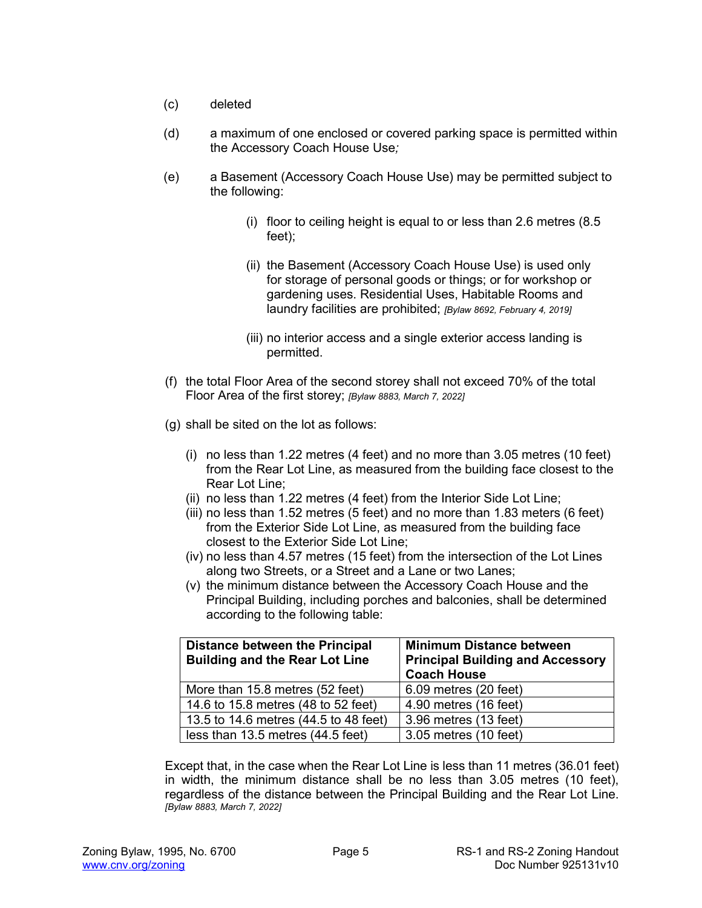(c) deleted

(d) a maximum of one enclosed or covered parking space is permitted within the Accessory Coach House Use;

(e) a Basement (Accessory Coach House Use) may be permitted subject to the following:

   (i) floor to ceiling height is equal to or less than 2.6 metres (8.5 feet);

   (ii) the Basement (Accessory Coach House Use) is used only for storage of personal goods or things; or for workshop or gardening uses. Residential Uses, Habitable Rooms and laundry facilities are prohibited; *[Bylaw 8692, February 4, 2019]*

   (iii) no interior access and a single exterior access landing is permitted.

(f) the total Floor Area of the second storey shall not exceed 70% of the total Floor Area of the first storey; *[Bylaw 8883, March 7, 2022]*

(g) shall be sited on the lot as follows:

   (i) no less than 1.22 metres (4 feet) and no more than 3.05 metres (10 feet) from the Rear Lot Line, as measured from the building face closest to the Rear Lot Line;
   (ii) no less than 1.22 metres (4 feet) from the Interior Side Lot Line;
   (iii) no less than 1.52 metres (5 feet) and no more than 1.83 meters (6 feet) from the Exterior Side Lot Line, as measured from the building face closest to the Exterior Side Lot Line;
   (iv) no less than 4.57 metres (15 feet) from the intersection of the Lot Lines along two Streets, or a Street and a Lane or two Lanes;
   (v) the minimum distance between the Accessory Coach House and the Principal Building, including porches and balconies, shall be determined according to the following table:

| **Distance between the Principal Building and the Rear Lot Line** | **Minimum Distance between Principal Building and Accessory Coach House** |
|---|---|
| More than 15.8 metres (52 feet) | 6.09 metres (20 feet) |
| 14.6 to 15.8 metres (48 to 52 feet) | 4.90 metres (16 feet) |
| 13.5 to 14.6 metres (44.5 to 48 feet) | 3.96 metres (13 feet) |
| less than 13.5 metres (44.5 feet) | 3.05 metres (10 feet) |

Except that, in the case when the Rear Lot Line is less than 11 metres (36.01 feet) in width, the minimum distance shall be no less than 3.05 metres (10 feet), regardless of the distance between the Principal Building and the Rear Lot Line. *[Bylaw 8883, March 7, 2022]*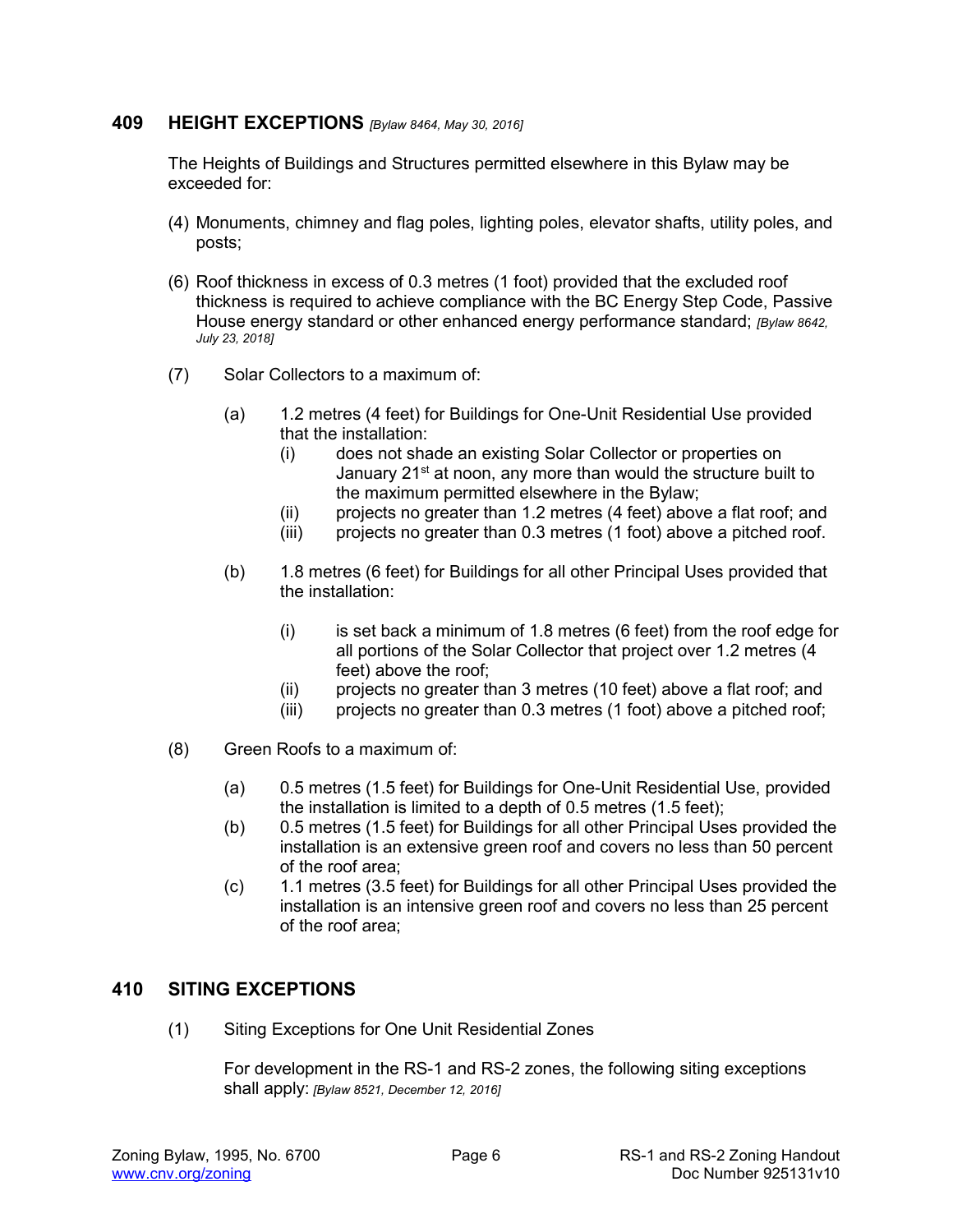## 409 HEIGHT EXCEPTIONS *[Bylaw 8464, May 30, 2016]*

The Heights of Buildings and Structures permitted elsewhere in this Bylaw may be exceeded for:

(4) Monuments, chimney and flag poles, lighting poles, elevator shafts, utility poles, and posts;

(6) Roof thickness in excess of 0.3 metres (1 foot) provided that the excluded roof thickness is required to achieve compliance with the BC Energy Step Code, Passive House energy standard or other enhanced energy performance standard; *[Bylaw 8642, July 23, 2018]*

(7) Solar Collectors to a maximum of:

(a) 1.2 metres (4 feet) for Buildings for One-Unit Residential Use provided that the installation:

(i) does not shade an existing Solar Collector or properties on January 21st at noon, any more than would the structure built to the maximum permitted elsewhere in the Bylaw;

(ii) projects no greater than 1.2 metres (4 feet) above a flat roof; and

(iii) projects no greater than 0.3 metres (1 foot) above a pitched roof.

(b) 1.8 metres (6 feet) for Buildings for all other Principal Uses provided that the installation:

(i) is set back a minimum of 1.8 metres (6 feet) from the roof edge for all portions of the Solar Collector that project over 1.2 metres (4 feet) above the roof;

(ii) projects no greater than 3 metres (10 feet) above a flat roof; and

(iii) projects no greater than 0.3 metres (1 foot) above a pitched roof;

(8) Green Roofs to a maximum of:

(a) 0.5 metres (1.5 feet) for Buildings for One-Unit Residential Use, provided the installation is limited to a depth of 0.5 metres (1.5 feet);

(b) 0.5 metres (1.5 feet) for Buildings for all other Principal Uses provided the installation is an extensive green roof and covers no less than 50 percent of the roof area;

(c) 1.1 metres (3.5 feet) for Buildings for all other Principal Uses provided the installation is an intensive green roof and covers no less than 25 percent of the roof area;

## 410 SITING EXCEPTIONS

(1) Siting Exceptions for One Unit Residential Zones

For development in the RS-1 and RS-2 zones, the following siting exceptions shall apply: *[Bylaw 8521, December 12, 2016]*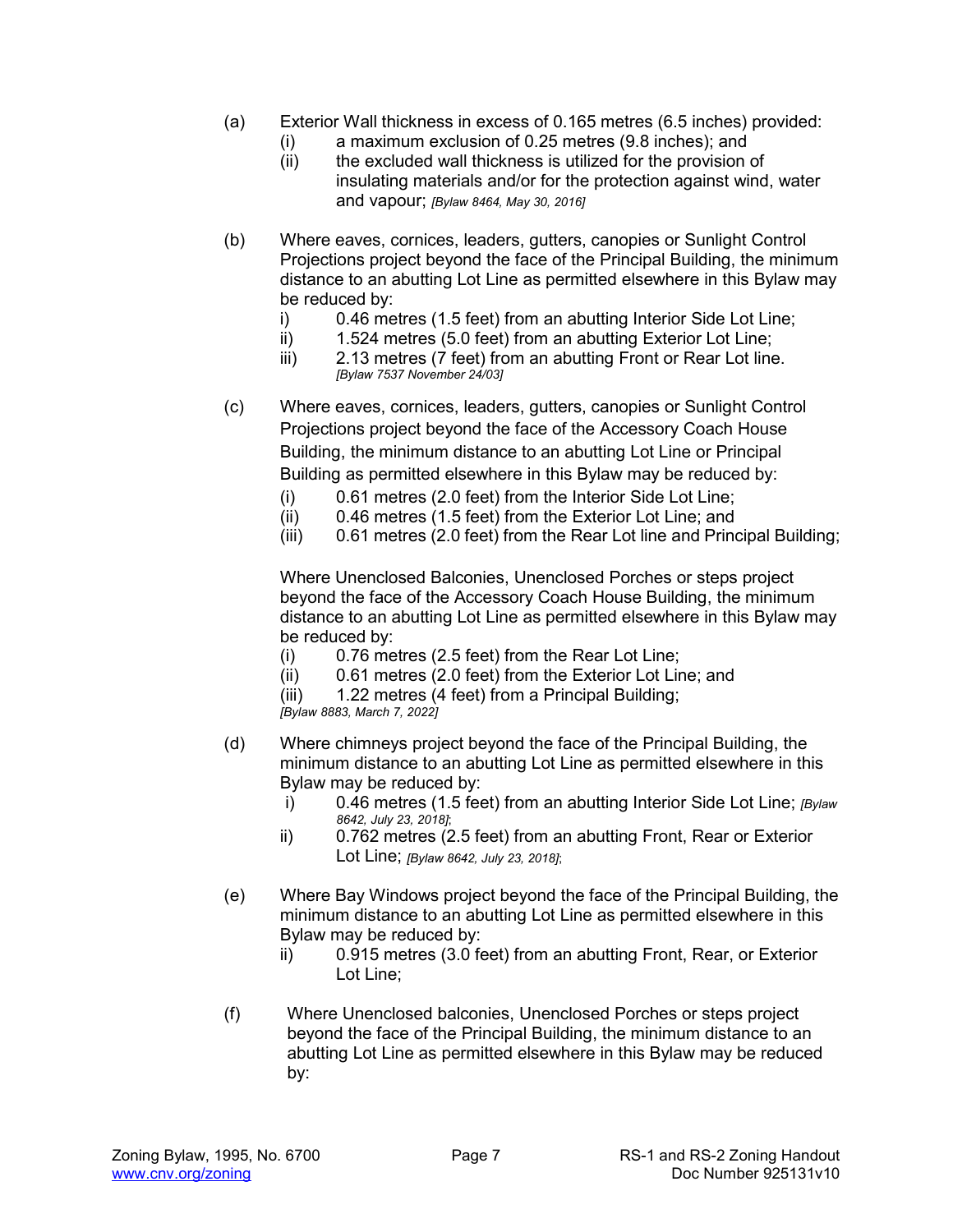(a) Exterior Wall thickness in excess of 0.165 metres (6.5 inches) provided:
   - (i) a maximum exclusion of 0.25 metres (9.8 inches); and
   - (ii) the excluded wall thickness is utilized for the provision of insulating materials and/or for the protection against wind, water and vapour; *[Bylaw 8464, May 30, 2016]*

(b) Where eaves, cornices, leaders, gutters, canopies or Sunlight Control Projections project beyond the face of the Principal Building, the minimum distance to an abutting Lot Line as permitted elsewhere in this Bylaw may be reduced by:
   - i) 0.46 metres (1.5 feet) from an abutting Interior Side Lot Line;
   - ii) 1.524 metres (5.0 feet) from an abutting Exterior Lot Line;
   - iii) 2.13 metres (7 feet) from an abutting Front or Rear Lot line. *[Bylaw 7537 November 24/03]*

(c) Where eaves, cornices, leaders, gutters, canopies or Sunlight Control Projections project beyond the face of the Accessory Coach House Building, the minimum distance to an abutting Lot Line or Principal Building as permitted elsewhere in this Bylaw may be reduced by:
   - (i) 0.61 metres (2.0 feet) from the Interior Side Lot Line;
   - (ii) 0.46 metres (1.5 feet) from the Exterior Lot Line; and
   - (iii) 0.61 metres (2.0 feet) from the Rear Lot line and Principal Building;

   Where Unenclosed Balconies, Unenclosed Porches or steps project beyond the face of the Accessory Coach House Building, the minimum distance to an abutting Lot Line as permitted elsewhere in this Bylaw may be reduced by:
   - (i) 0.76 metres (2.5 feet) from the Rear Lot Line;
   - (ii) 0.61 metres (2.0 feet) from the Exterior Lot Line; and
   - (iii) 1.22 metres (4 feet) from a Principal Building;

   *[Bylaw 8883, March 7, 2022]*

(d) Where chimneys project beyond the face of the Principal Building, the minimum distance to an abutting Lot Line as permitted elsewhere in this Bylaw may be reduced by:
   - i) 0.46 metres (1.5 feet) from an abutting Interior Side Lot Line; *[Bylaw 8642, July 23, 2018]*;
   - ii) 0.762 metres (2.5 feet) from an abutting Front, Rear or Exterior Lot Line; *[Bylaw 8642, July 23, 2018]*;

(e) Where Bay Windows project beyond the face of the Principal Building, the minimum distance to an abutting Lot Line as permitted elsewhere in this Bylaw may be reduced by:
   - ii) 0.915 metres (3.0 feet) from an abutting Front, Rear, or Exterior Lot Line;

(f) Where Unenclosed balconies, Unenclosed Porches or steps project beyond the face of the Principal Building, the minimum distance to an abutting Lot Line as permitted elsewhere in this Bylaw may be reduced by: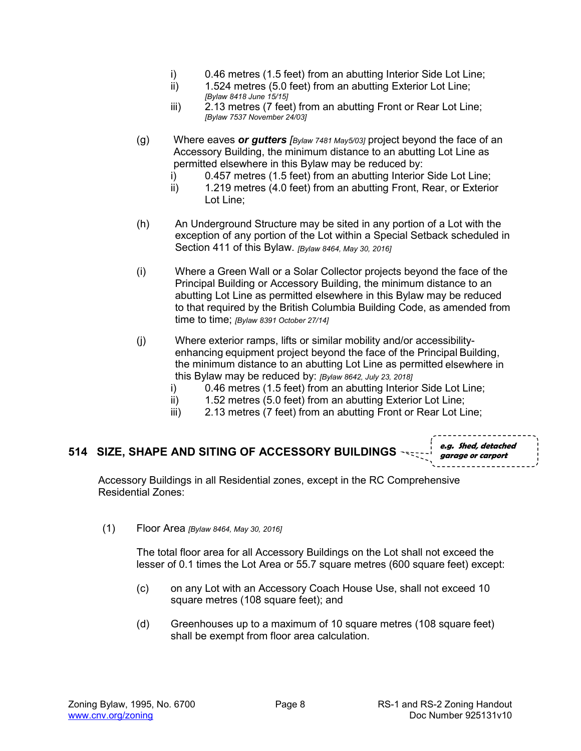i) 0.46 metres (1.5 feet) from an abutting Interior Side Lot Line;
ii) 1.524 metres (5.0 feet) from an abutting Exterior Lot Line; *[Bylaw 8418 June 15/15]*
iii) 2.13 metres (7 feet) from an abutting Front or Rear Lot Line; *[Bylaw 7537 November 24/03]*

(g) Where eaves ***or gutters*** *[Bylaw 7481 May5/03]* project beyond the face of an Accessory Building, the minimum distance to an abutting Lot Line as permitted elsewhere in this Bylaw may be reduced by:
i) 0.457 metres (1.5 feet) from an abutting Interior Side Lot Line;
ii) 1.219 metres (4.0 feet) from an abutting Front, Rear, or Exterior Lot Line;

(h) An Underground Structure may be sited in any portion of a Lot with the exception of any portion of the Lot within a Special Setback scheduled in Section 411 of this Bylaw. *[Bylaw 8464, May 30, 2016]*

(i) Where a Green Wall or a Solar Collector projects beyond the face of the Principal Building or Accessory Building, the minimum distance to an abutting Lot Line as permitted elsewhere in this Bylaw may be reduced to that required by the British Columbia Building Code, as amended from time to time; *[Bylaw 8391 October 27/14]*

(j) Where exterior ramps, lifts or similar mobility and/or accessibility-enhancing equipment project beyond the face of the Principal Building, the minimum distance to an abutting Lot Line as permitted elsewhere in this Bylaw may be reduced by: *[Bylaw 8642, July 23, 2018]*
i) 0.46 metres (1.5 feet) from an abutting Interior Side Lot Line;
ii) 1.52 metres (5.0 feet) from an abutting Exterior Lot Line;
iii) 2.13 metres (7 feet) from an abutting Front or Rear Lot Line;

## 514 SIZE, SHAPE AND SITING OF ACCESSORY BUILDINGS

***e.g. Shed, detached garage or carport***

Accessory Buildings in all Residential zones, except in the RC Comprehensive Residential Zones:

(1) Floor Area *[Bylaw 8464, May 30, 2016]*

The total floor area for all Accessory Buildings on the Lot shall not exceed the lesser of 0.1 times the Lot Area or 55.7 square metres (600 square feet) except:

(c) on any Lot with an Accessory Coach House Use, shall not exceed 10 square metres (108 square feet); and

(d) Greenhouses up to a maximum of 10 square metres (108 square feet) shall be exempt from floor area calculation.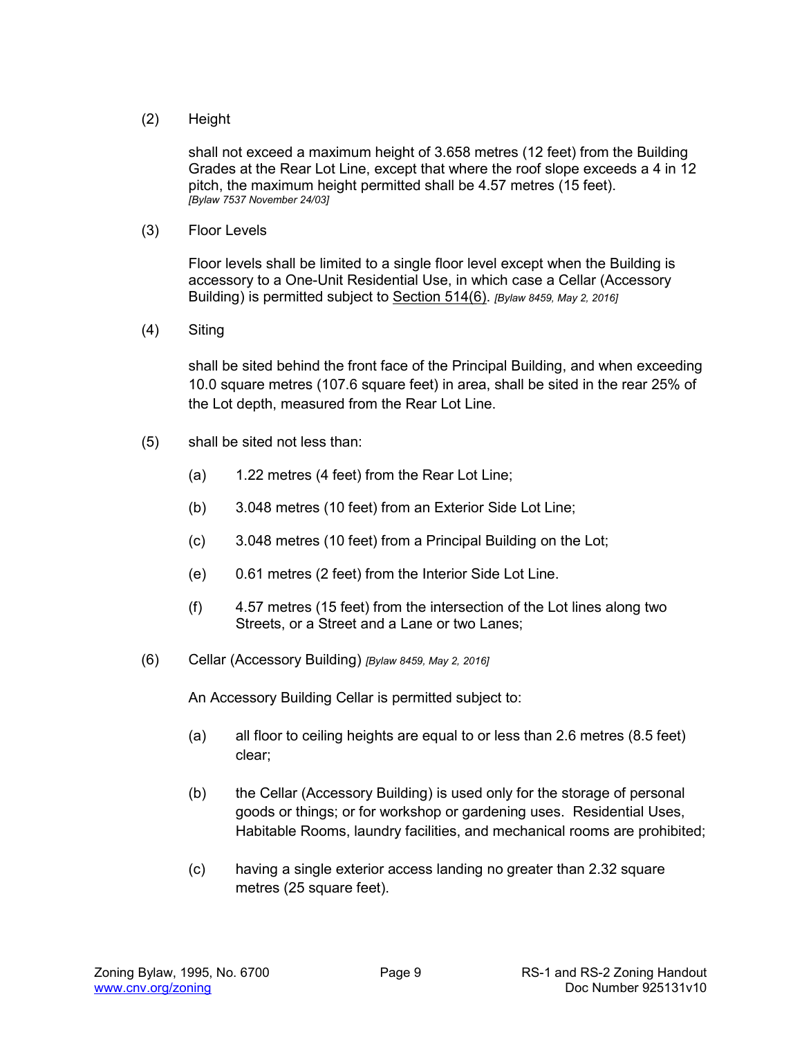(2) Height

shall not exceed a maximum height of 3.658 metres (12 feet) from the Building Grades at the Rear Lot Line, except that where the roof slope exceeds a 4 in 12 pitch, the maximum height permitted shall be 4.57 metres (15 feet).
*[Bylaw 7537 November 24/03]*

(3) Floor Levels

Floor levels shall be limited to a single floor level except when the Building is accessory to a One-Unit Residential Use, in which case a Cellar (Accessory Building) is permitted subject to Section 514(6). *[Bylaw 8459, May 2, 2016]*

(4) Siting

shall be sited behind the front face of the Principal Building, and when exceeding 10.0 square metres (107.6 square feet) in area, shall be sited in the rear 25% of the Lot depth, measured from the Rear Lot Line.

(5) shall be sited not less than:

(a) 1.22 metres (4 feet) from the Rear Lot Line;

(b) 3.048 metres (10 feet) from an Exterior Side Lot Line;

(c) 3.048 metres (10 feet) from a Principal Building on the Lot;

(e) 0.61 metres (2 feet) from the Interior Side Lot Line.

(f) 4.57 metres (15 feet) from the intersection of the Lot lines along two Streets, or a Street and a Lane or two Lanes;

(6) Cellar (Accessory Building) *[Bylaw 8459, May 2, 2016]*

An Accessory Building Cellar is permitted subject to:

(a) all floor to ceiling heights are equal to or less than 2.6 metres (8.5 feet) clear;

(b) the Cellar (Accessory Building) is used only for the storage of personal goods or things; or for workshop or gardening uses. Residential Uses, Habitable Rooms, laundry facilities, and mechanical rooms are prohibited;

(c) having a single exterior access landing no greater than 2.32 square metres (25 square feet).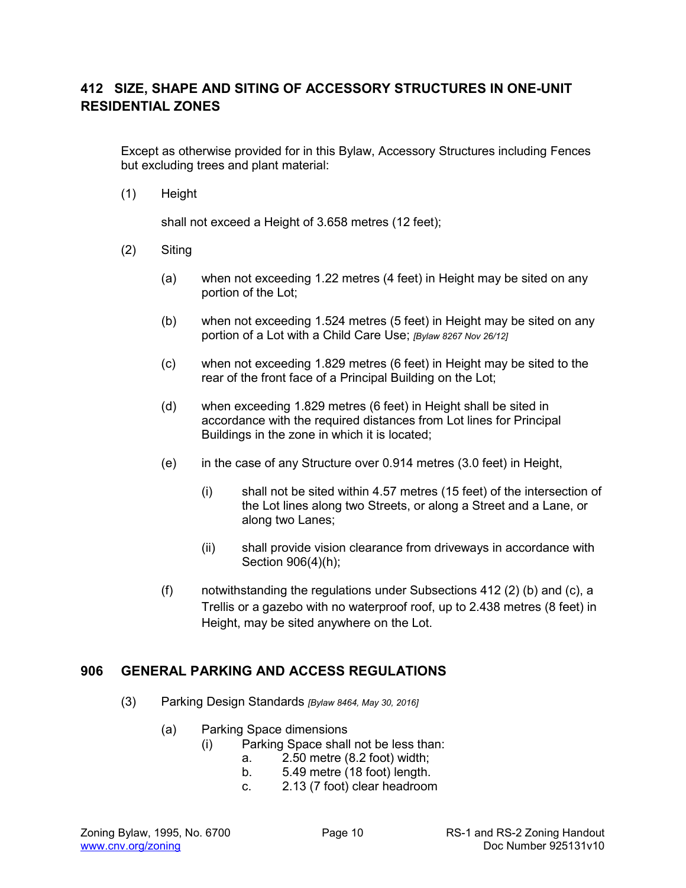## 412 SIZE, SHAPE AND SITING OF ACCESSORY STRUCTURES IN ONE-UNIT RESIDENTIAL ZONES

Except as otherwise provided for in this Bylaw, Accessory Structures including Fences but excluding trees and plant material:

(1) Height

shall not exceed a Height of 3.658 metres (12 feet);

(2) Siting

(a) when not exceeding 1.22 metres (4 feet) in Height may be sited on any portion of the Lot;

(b) when not exceeding 1.524 metres (5 feet) in Height may be sited on any portion of a Lot with a Child Care Use; *[Bylaw 8267 Nov 26/12]*

(c) when not exceeding 1.829 metres (6 feet) in Height may be sited to the rear of the front face of a Principal Building on the Lot;

(d) when exceeding 1.829 metres (6 feet) in Height shall be sited in accordance with the required distances from Lot lines for Principal Buildings in the zone in which it is located;

(e) in the case of any Structure over 0.914 metres (3.0 feet) in Height,

(i) shall not be sited within 4.57 metres (15 feet) of the intersection of the Lot lines along two Streets, or along a Street and a Lane, or along two Lanes;

(ii) shall provide vision clearance from driveways in accordance with Section 906(4)(h);

(f) notwithstanding the regulations under Subsections 412 (2) (b) and (c), a Trellis or a gazebo with no waterproof roof, up to 2.438 metres (8 feet) in Height, may be sited anywhere on the Lot.

## 906 GENERAL PARKING AND ACCESS REGULATIONS

(3) Parking Design Standards *[Bylaw 8464, May 30, 2016]*

(a) Parking Space dimensions

(i) Parking Space shall not be less than:

a. 2.50 metre (8.2 foot) width;

b. 5.49 metre (18 foot) length.

c. 2.13 (7 foot) clear headroom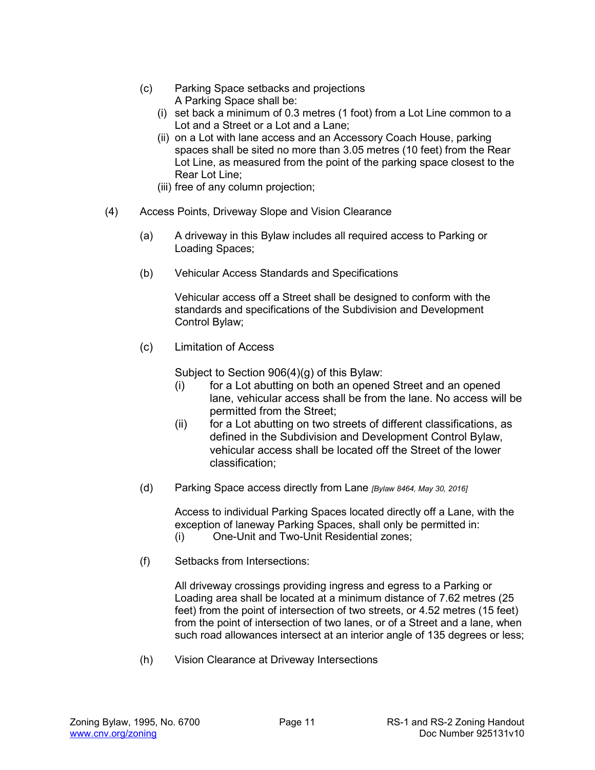(c) Parking Space setbacks and projections
A Parking Space shall be:

(i) set back a minimum of 0.3 metres (1 foot) from a Lot Line common to a Lot and a Street or a Lot and a Lane;

(ii) on a Lot with lane access and an Accessory Coach House, parking spaces shall be sited no more than 3.05 metres (10 feet) from the Rear Lot Line, as measured from the point of the parking space closest to the Rear Lot Line;

(iii) free of any column projection;

(4) Access Points, Driveway Slope and Vision Clearance

(a) A driveway in this Bylaw includes all required access to Parking or Loading Spaces;

(b) Vehicular Access Standards and Specifications

Vehicular access off a Street shall be designed to conform with the standards and specifications of the Subdivision and Development Control Bylaw;

(c) Limitation of Access

Subject to Section 906(4)(g) of this Bylaw:

(i) for a Lot abutting on both an opened Street and an opened lane, vehicular access shall be from the lane. No access will be permitted from the Street;

(ii) for a Lot abutting on two streets of different classifications, as defined in the Subdivision and Development Control Bylaw, vehicular access shall be located off the Street of the lower classification;

(d) Parking Space access directly from Lane *[Bylaw 8464, May 30, 2016]*

Access to individual Parking Spaces located directly off a Lane, with the exception of laneway Parking Spaces, shall only be permitted in:

(i) One-Unit and Two-Unit Residential zones;

(f) Setbacks from Intersections:

All driveway crossings providing ingress and egress to a Parking or Loading area shall be located at a minimum distance of 7.62 metres (25 feet) from the point of intersection of two streets, or 4.52 metres (15 feet) from the point of intersection of two lanes, or of a Street and a lane, when such road allowances intersect at an interior angle of 135 degrees or less;

(h) Vision Clearance at Driveway Intersections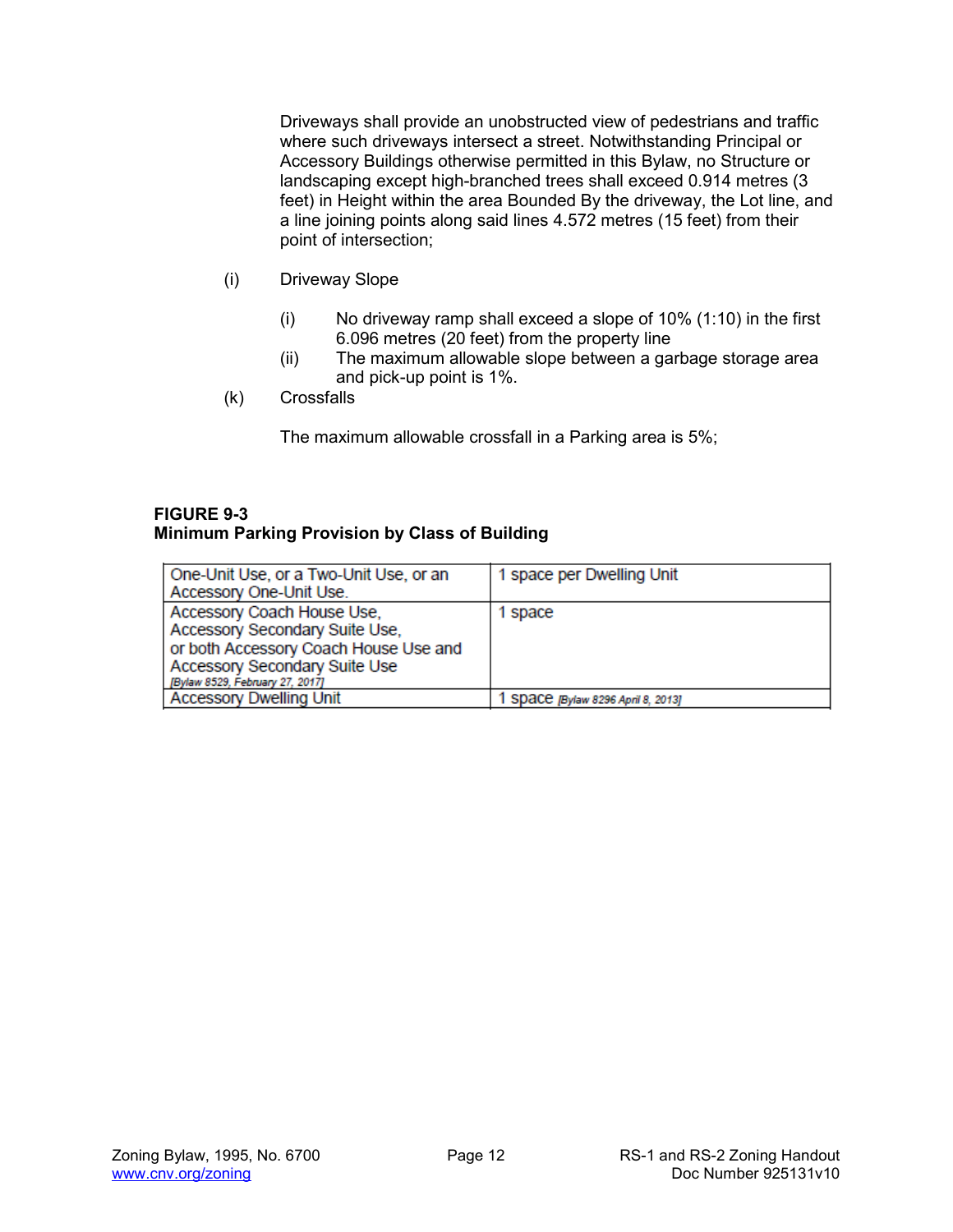Driveways shall provide an unobstructed view of pedestrians and traffic where such driveways intersect a street. Notwithstanding Principal or Accessory Buildings otherwise permitted in this Bylaw, no Structure or landscaping except high-branched trees shall exceed 0.914 metres (3 feet) in Height within the area Bounded By the driveway, the Lot line, and a line joining points along said lines 4.572 metres (15 feet) from their point of intersection;

(i) Driveway Slope

(i) No driveway ramp shall exceed a slope of 10% (1:10) in the first 6.096 metres (20 feet) from the property line

(ii) The maximum allowable slope between a garbage storage area and pick-up point is 1%.

(k) Crossfalls

The maximum allowable crossfall in a Parking area is 5%;

**FIGURE 9-3**
**Minimum Parking Provision by Class of Building**

| | |
|---|---|
| One-Unit Use, or a Two-Unit Use, or an Accessory One-Unit Use. | 1 space per Dwelling Unit |
| Accessory Coach House Use, Accessory Secondary Suite Use, or both Accessory Coach House Use and Accessory Secondary Suite Use *[Bylaw 8529, February 27, 2017]* | 1 space |
| Accessory Dwelling Unit | 1 space *[Bylaw 8296 April 8, 2013]* |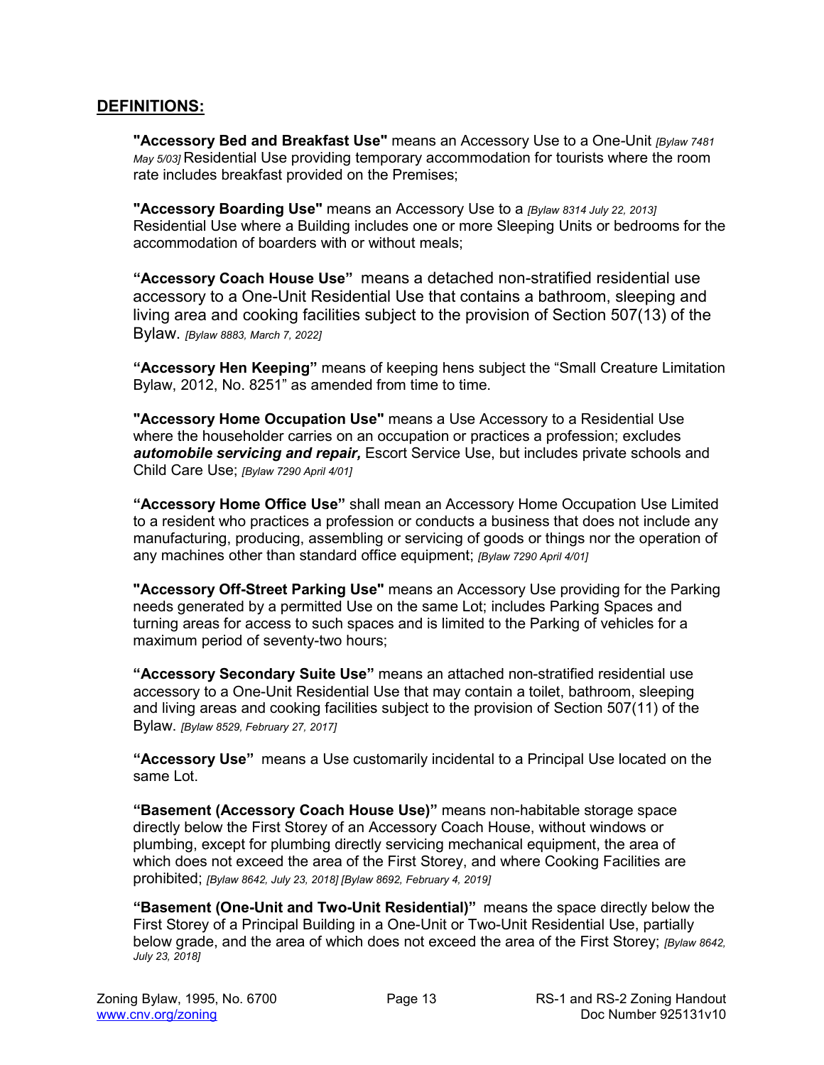## DEFINITIONS:

**"Accessory Bed and Breakfast Use"** means an Accessory Use to a One-Unit *[Bylaw 7481 May 5/03]* Residential Use providing temporary accommodation for tourists where the room rate includes breakfast provided on the Premises;

**"Accessory Boarding Use"** means an Accessory Use to a *[Bylaw 8314 July 22, 2013]* Residential Use where a Building includes one or more Sleeping Units or bedrooms for the accommodation of boarders with or without meals;

**"Accessory Coach House Use"** means a detached non-stratified residential use accessory to a One-Unit Residential Use that contains a bathroom, sleeping and living area and cooking facilities subject to the provision of Section 507(13) of the Bylaw. *[Bylaw 8883, March 7, 2022]*

**"Accessory Hen Keeping"** means of keeping hens subject the "Small Creature Limitation Bylaw, 2012, No. 8251" as amended from time to time.

**"Accessory Home Occupation Use"** means a Use Accessory to a Residential Use where the householder carries on an occupation or practices a profession; excludes ***automobile servicing and repair,*** Escort Service Use, but includes private schools and Child Care Use; *[Bylaw 7290 April 4/01]*

**"Accessory Home Office Use"** shall mean an Accessory Home Occupation Use Limited to a resident who practices a profession or conducts a business that does not include any manufacturing, producing, assembling or servicing of goods or things nor the operation of any machines other than standard office equipment; *[Bylaw 7290 April 4/01]*

**"Accessory Off-Street Parking Use"** means an Accessory Use providing for the Parking needs generated by a permitted Use on the same Lot; includes Parking Spaces and turning areas for access to such spaces and is limited to the Parking of vehicles for a maximum period of seventy-two hours;

**"Accessory Secondary Suite Use"** means an attached non-stratified residential use accessory to a One-Unit Residential Use that may contain a toilet, bathroom, sleeping and living areas and cooking facilities subject to the provision of Section 507(11) of the Bylaw. *[Bylaw 8529, February 27, 2017]*

**"Accessory Use"** means a Use customarily incidental to a Principal Use located on the same Lot.

**"Basement (Accessory Coach House Use)"** means non-habitable storage space directly below the First Storey of an Accessory Coach House, without windows or plumbing, except for plumbing directly servicing mechanical equipment, the area of which does not exceed the area of the First Storey, and where Cooking Facilities are prohibited; *[Bylaw 8642, July 23, 2018] [Bylaw 8692, February 4, 2019]*

**"Basement (One-Unit and Two-Unit Residential)"** means the space directly below the First Storey of a Principal Building in a One-Unit or Two-Unit Residential Use, partially below grade, and the area of which does not exceed the area of the First Storey; *[Bylaw 8642, July 23, 2018]*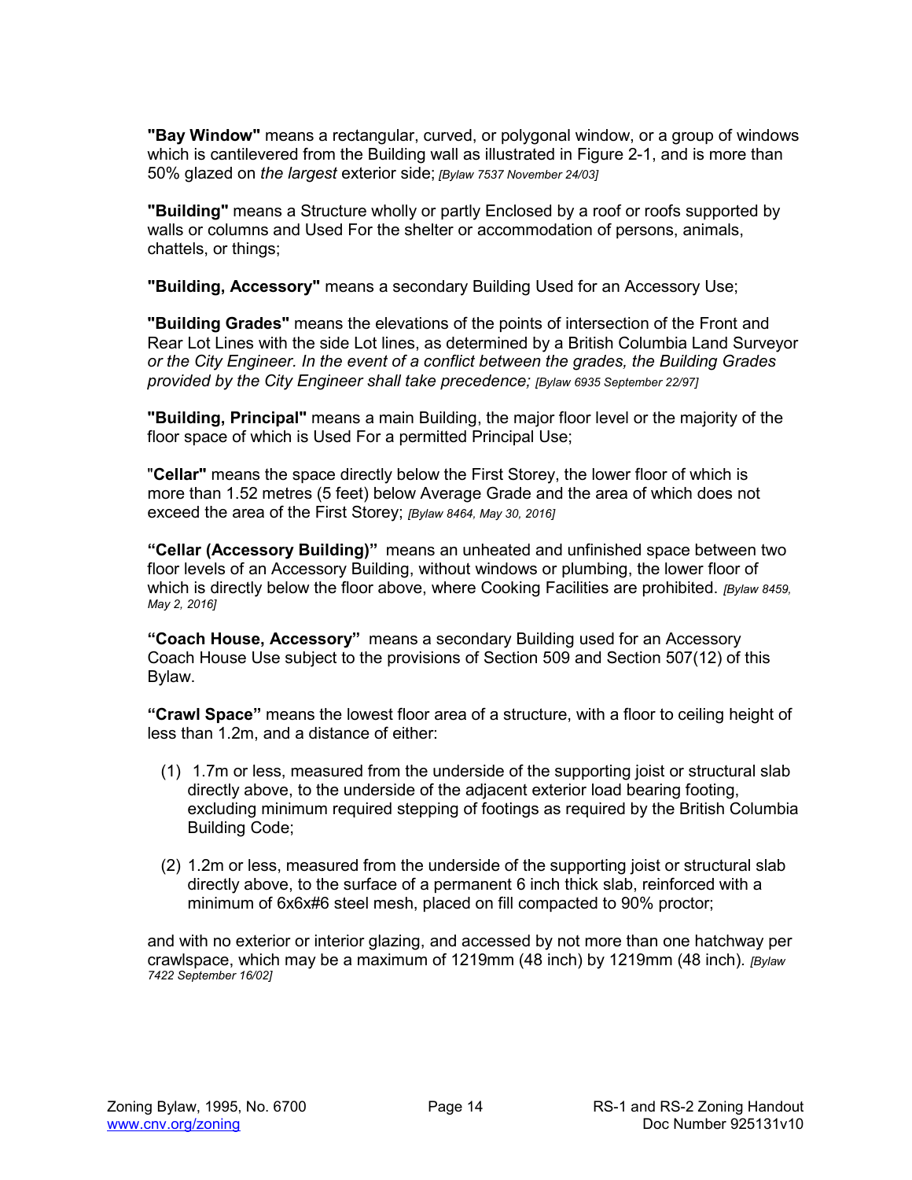**"Bay Window"** means a rectangular, curved, or polygonal window, or a group of windows which is cantilevered from the Building wall as illustrated in Figure 2-1, and is more than 50% glazed on *the largest* exterior side; *[Bylaw 7537 November 24/03]*

**"Building"** means a Structure wholly or partly Enclosed by a roof or roofs supported by walls or columns and Used For the shelter or accommodation of persons, animals, chattels, or things;

**"Building, Accessory"** means a secondary Building Used for an Accessory Use;

**"Building Grades"** means the elevations of the points of intersection of the Front and Rear Lot Lines with the side Lot lines, as determined by a British Columbia Land Surveyor *or the City Engineer. In the event of a conflict between the grades, the Building Grades provided by the City Engineer shall take precedence; [Bylaw 6935 September 22/97]*

**"Building, Principal"** means a main Building, the major floor level or the majority of the floor space of which is Used For a permitted Principal Use;

"**Cellar"** means the space directly below the First Storey, the lower floor of which is more than 1.52 metres (5 feet) below Average Grade and the area of which does not exceed the area of the First Storey; *[Bylaw 8464, May 30, 2016]*

**"Cellar (Accessory Building)"** means an unheated and unfinished space between two floor levels of an Accessory Building, without windows or plumbing, the lower floor of which is directly below the floor above, where Cooking Facilities are prohibited. *[Bylaw 8459, May 2, 2016]*

**"Coach House, Accessory"** means a secondary Building used for an Accessory Coach House Use subject to the provisions of Section 509 and Section 507(12) of this Bylaw.

**"Crawl Space"** means the lowest floor area of a structure, with a floor to ceiling height of less than 1.2m, and a distance of either:

(1) 1.7m or less, measured from the underside of the supporting joist or structural slab directly above, to the underside of the adjacent exterior load bearing footing, excluding minimum required stepping of footings as required by the British Columbia Building Code;

(2) 1.2m or less, measured from the underside of the supporting joist or structural slab directly above, to the surface of a permanent 6 inch thick slab, reinforced with a minimum of 6x6x#6 steel mesh, placed on fill compacted to 90% proctor;

and with no exterior or interior glazing, and accessed by not more than one hatchway per crawlspace, which may be a maximum of 1219mm (48 inch) by 1219mm (48 inch). *[Bylaw 7422 September 16/02]*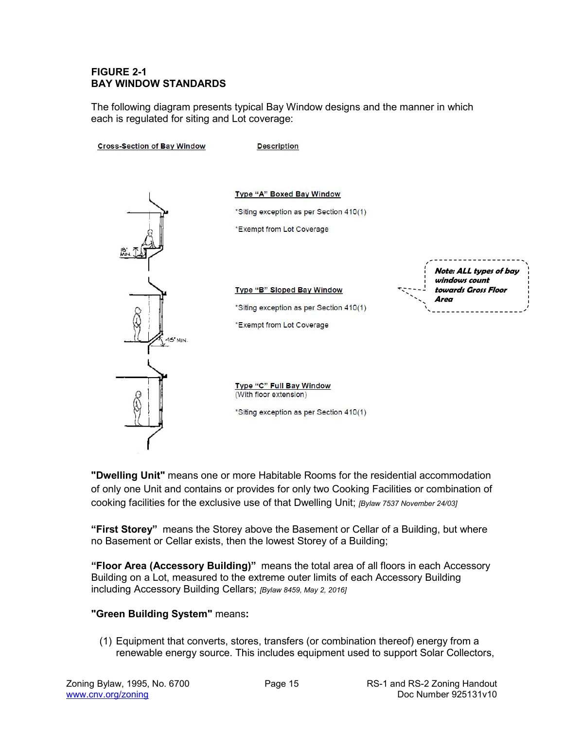**FIGURE 2-1**
**BAY WINDOW STANDARDS**

The following diagram presents typical Bay Window designs and the manner in which each is regulated for siting and Lot coverage:

| Cross-Section of Bay Window | Description |
|---|---|
| 18" MIN. | **Type "A" Boxed Bay Window**<br>*Siting exception as per Section 410(1)<br>*Exempt from Lot Coverage |
| 45° MIN. | **Type "B" Sloped Bay Window**<br>*Siting exception as per Section 410(1)<br>*Exempt from Lot Coverage |
| | **Type "C" Full Bay Window**<br>(With floor extension)<br>*Siting exception as per Section 410(1) |

***Note: ALL types of bay windows count towards Gross Floor Area***

**"Dwelling Unit"** means one or more Habitable Rooms for the residential accommodation of only one Unit and contains or provides for only two Cooking Facilities or combination of cooking facilities for the exclusive use of that Dwelling Unit; *[Bylaw 7537 November 24/03]*

**"First Storey"** means the Storey above the Basement or Cellar of a Building, but where no Basement or Cellar exists, then the lowest Storey of a Building;

**"Floor Area (Accessory Building)"** means the total area of all floors in each Accessory Building on a Lot, measured to the extreme outer limits of each Accessory Building including Accessory Building Cellars; *[Bylaw 8459, May 2, 2016]*

**"Green Building System"** means**:**

(1) Equipment that converts, stores, transfers (or combination thereof) energy from a renewable energy source. This includes equipment used to support Solar Collectors,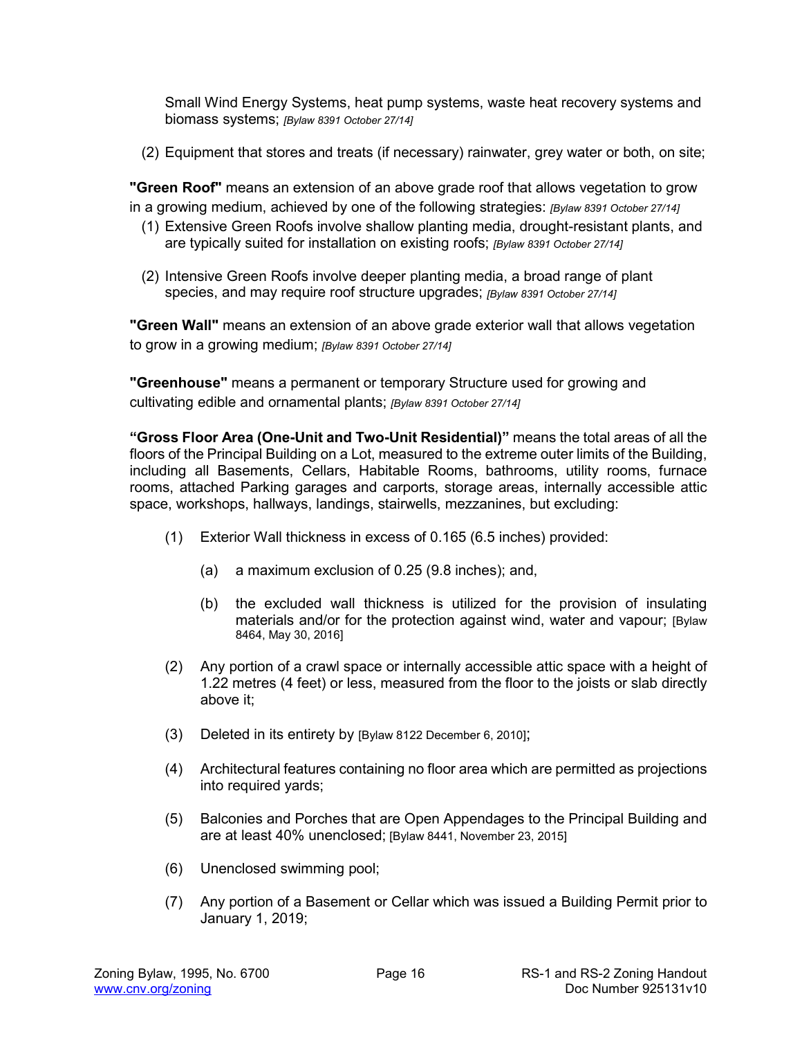Small Wind Energy Systems, heat pump systems, waste heat recovery systems and biomass systems; *[Bylaw 8391 October 27/14]*

(2) Equipment that stores and treats (if necessary) rainwater, grey water or both, on site;

**"Green Roof"** means an extension of an above grade roof that allows vegetation to grow in a growing medium, achieved by one of the following strategies: *[Bylaw 8391 October 27/14]*

(1) Extensive Green Roofs involve shallow planting media, drought-resistant plants, and are typically suited for installation on existing roofs; *[Bylaw 8391 October 27/14]*

(2) Intensive Green Roofs involve deeper planting media, a broad range of plant species, and may require roof structure upgrades; *[Bylaw 8391 October 27/14]*

**"Green Wall"** means an extension of an above grade exterior wall that allows vegetation to grow in a growing medium; *[Bylaw 8391 October 27/14]*

**"Greenhouse"** means a permanent or temporary Structure used for growing and cultivating edible and ornamental plants; *[Bylaw 8391 October 27/14]*

**"Gross Floor Area (One-Unit and Two-Unit Residential)"** means the total areas of all the floors of the Principal Building on a Lot, measured to the extreme outer limits of the Building, including all Basements, Cellars, Habitable Rooms, bathrooms, utility rooms, furnace rooms, attached Parking garages and carports, storage areas, internally accessible attic space, workshops, hallways, landings, stairwells, mezzanines, but excluding:

(1) Exterior Wall thickness in excess of 0.165 (6.5 inches) provided:

(a) a maximum exclusion of 0.25 (9.8 inches); and,

(b) the excluded wall thickness is utilized for the provision of insulating materials and/or for the protection against wind, water and vapour; [Bylaw 8464, May 30, 2016]

(2) Any portion of a crawl space or internally accessible attic space with a height of 1.22 metres (4 feet) or less, measured from the floor to the joists or slab directly above it;

(3) Deleted in its entirety by [Bylaw 8122 December 6, 2010];

(4) Architectural features containing no floor area which are permitted as projections into required yards;

(5) Balconies and Porches that are Open Appendages to the Principal Building and are at least 40% unenclosed; [Bylaw 8441, November 23, 2015]

(6) Unenclosed swimming pool;

(7) Any portion of a Basement or Cellar which was issued a Building Permit prior to January 1, 2019;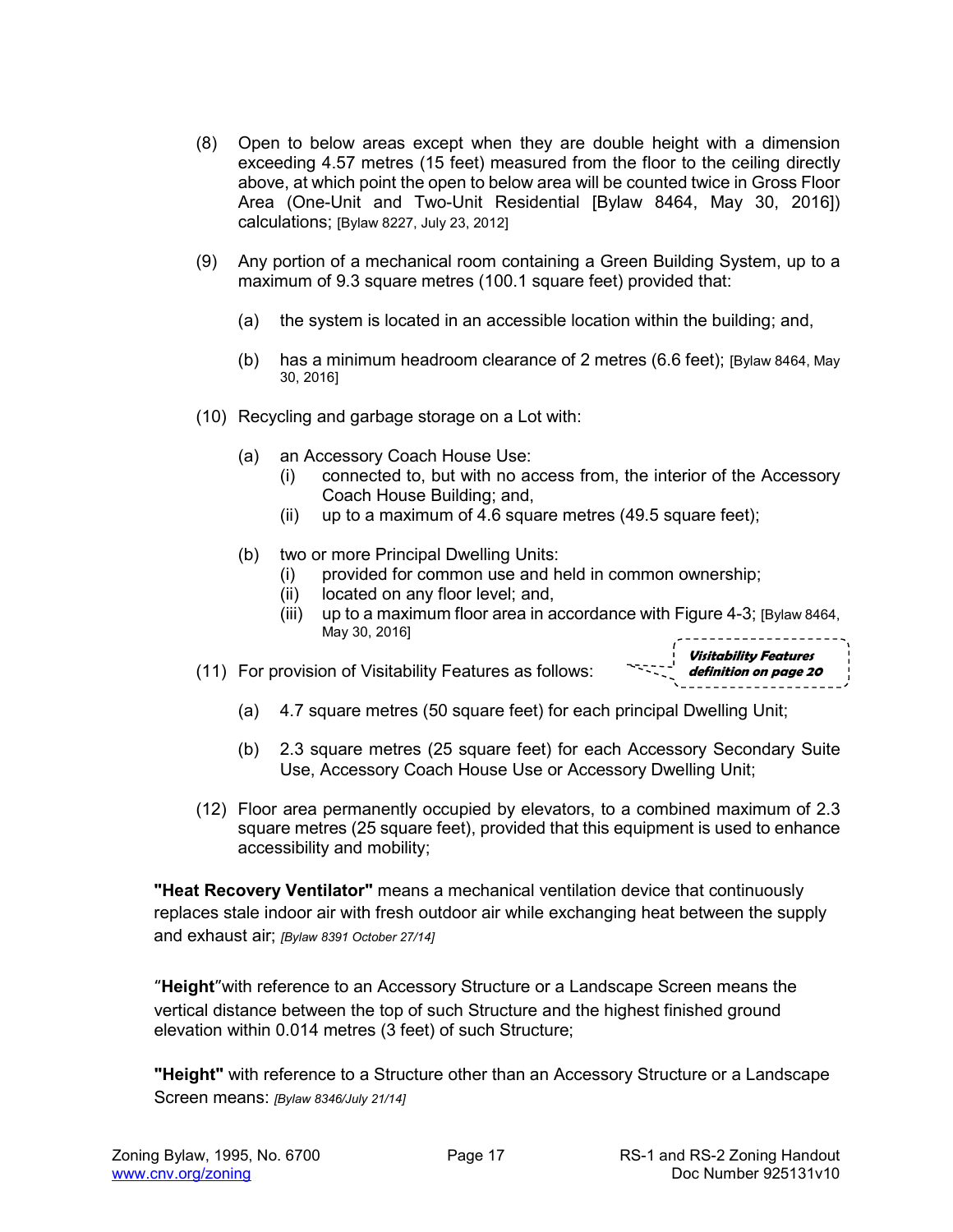(8) Open to below areas except when they are double height with a dimension exceeding 4.57 metres (15 feet) measured from the floor to the ceiling directly above, at which point the open to below area will be counted twice in Gross Floor Area (One-Unit and Two-Unit Residential [Bylaw 8464, May 30, 2016]) calculations; [Bylaw 8227, July 23, 2012]

(9) Any portion of a mechanical room containing a Green Building System, up to a maximum of 9.3 square metres (100.1 square feet) provided that:

   (a) the system is located in an accessible location within the building; and,

   (b) has a minimum headroom clearance of 2 metres (6.6 feet); [Bylaw 8464, May 30, 2016]

(10) Recycling and garbage storage on a Lot with:

   (a) an Accessory Coach House Use:
      (i) connected to, but with no access from, the interior of the Accessory Coach House Building; and,
      (ii) up to a maximum of 4.6 square metres (49.5 square feet);

   (b) two or more Principal Dwelling Units:
      (i) provided for common use and held in common ownership;
      (ii) located on any floor level; and,
      (iii) up to a maximum floor area in accordance with Figure 4-3; [Bylaw 8464, May 30, 2016]

(11) For provision of Visitability Features as follows:

*Visitability Features definition on page 20*

   (a) 4.7 square metres (50 square feet) for each principal Dwelling Unit;

   (b) 2.3 square metres (25 square feet) for each Accessory Secondary Suite Use, Accessory Coach House Use or Accessory Dwelling Unit;

(12) Floor area permanently occupied by elevators, to a combined maximum of 2.3 square metres (25 square feet), provided that this equipment is used to enhance accessibility and mobility;

**"Heat Recovery Ventilator"** means a mechanical ventilation device that continuously replaces stale indoor air with fresh outdoor air while exchanging heat between the supply and exhaust air; *[Bylaw 8391 October 27/14]*

"**Height**"with reference to an Accessory Structure or a Landscape Screen means the vertical distance between the top of such Structure and the highest finished ground elevation within 0.014 metres (3 feet) of such Structure;

**"Height"** with reference to a Structure other than an Accessory Structure or a Landscape Screen means: *[Bylaw 8346/July 21/14]*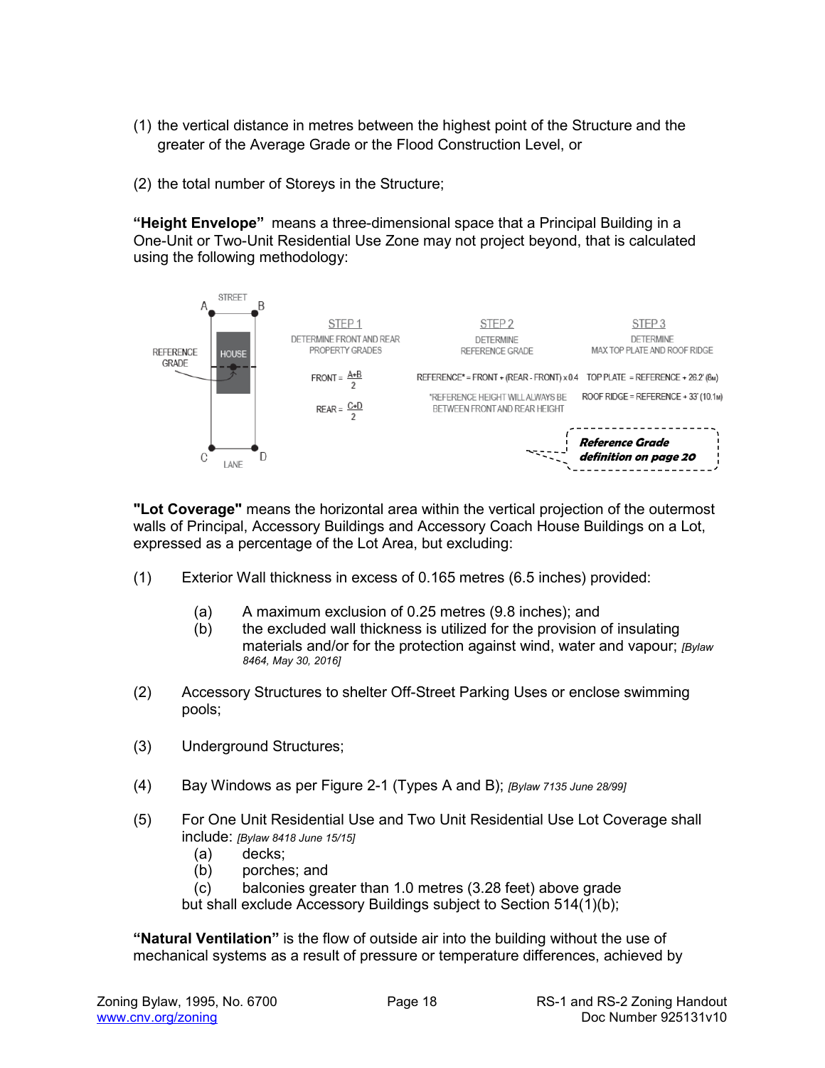(1) the vertical distance in metres between the highest point of the Structure and the greater of the Average Grade or the Flood Construction Level, or

(2) the total number of Storeys in the Structure;

**"Height Envelope"** means a three-dimensional space that a Principal Building in a One-Unit or Two-Unit Residential Use Zone may not project beyond, that is calculated using the following methodology:

STEP 1 — DETERMINE FRONT AND REAR PROPERTY GRADES

$FRONT = \frac{A+B}{2}$

$REAR = \frac{C+D}{2}$

STEP 2 — DETERMINE REFERENCE GRADE

REFERENCE* = FRONT + (REAR - FRONT) x 0.4

*REFERENCE HEIGHT WILL ALWAYS BE BETWEEN FRONT AND REAR HEIGHT

STEP 3 — DETERMINE MAX TOP PLATE AND ROOF RIDGE

TOP PLATE = REFERENCE + 26.2' (8M)

ROOF RIDGE = REFERENCE + 33' (10.1M)

***Reference Grade definition on page 20***

**"Lot Coverage"** means the horizontal area within the vertical projection of the outermost walls of Principal, Accessory Buildings and Accessory Coach House Buildings on a Lot, expressed as a percentage of the Lot Area, but excluding:

(1) Exterior Wall thickness in excess of 0.165 metres (6.5 inches) provided:

- (a) A maximum exclusion of 0.25 metres (9.8 inches); and
- (b) the excluded wall thickness is utilized for the provision of insulating materials and/or for the protection against wind, water and vapour; *[Bylaw 8464, May 30, 2016]*

(2) Accessory Structures to shelter Off-Street Parking Uses or enclose swimming pools;

(3) Underground Structures;

(4) Bay Windows as per Figure 2-1 (Types A and B); *[Bylaw 7135 June 28/99]*

(5) For One Unit Residential Use and Two Unit Residential Use Lot Coverage shall include: *[Bylaw 8418 June 15/15]*

- (a) decks;
- (b) porches; and
- (c) balconies greater than 1.0 metres (3.28 feet) above grade

but shall exclude Accessory Buildings subject to Section 514(1)(b);

**"Natural Ventilation"** is the flow of outside air into the building without the use of mechanical systems as a result of pressure or temperature differences, achieved by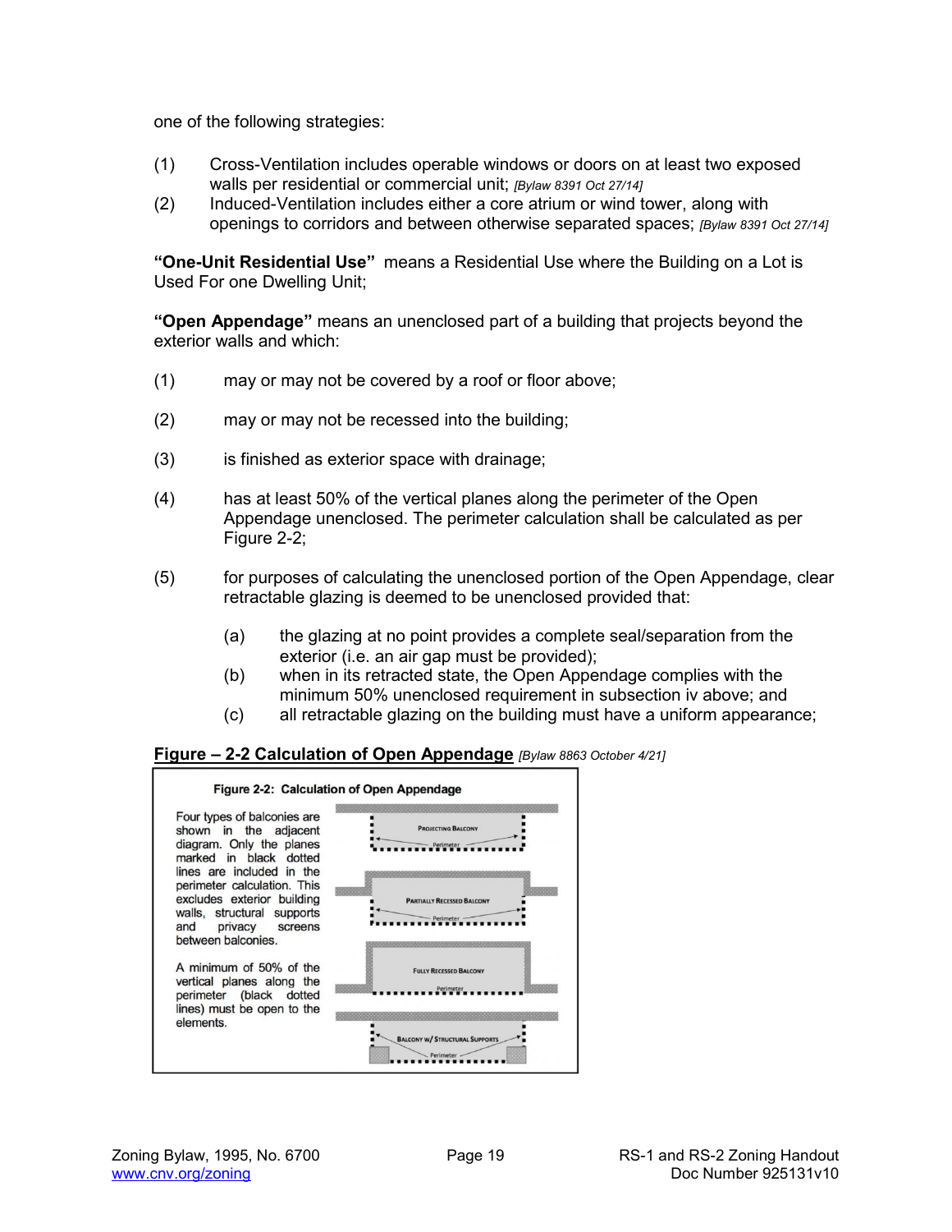one of the following strategies:

(1) Cross-Ventilation includes operable windows or doors on at least two exposed walls per residential or commercial unit; *[Bylaw 8391 Oct 27/14]*

(2) Induced-Ventilation includes either a core atrium or wind tower, along with openings to corridors and between otherwise separated spaces; *[Bylaw 8391 Oct 27/14]*

**"One-Unit Residential Use"** means a Residential Use where the Building on a Lot is Used For one Dwelling Unit;

**"Open Appendage"** means an unenclosed part of a building that projects beyond the exterior walls and which:

(1) may or may not be covered by a roof or floor above;

(2) may or may not be recessed into the building;

(3) is finished as exterior space with drainage;

(4) has at least 50% of the vertical planes along the perimeter of the Open Appendage unenclosed. The perimeter calculation shall be calculated as per Figure 2-2;

(5) for purposes of calculating the unenclosed portion of the Open Appendage, clear retractable glazing is deemed to be unenclosed provided that:

  (a) the glazing at no point provides a complete seal/separation from the exterior (i.e. an air gap must be provided);
  (b) when in its retracted state, the Open Appendage complies with the minimum 50% unenclosed requirement in subsection iv above; and
  (c) all retractable glazing on the building must have a uniform appearance;

**Figure – 2-2 Calculation of Open Appendage** *[Bylaw 8863 October 4/21]*

**Figure 2-2: Calculation of Open Appendage**

Four types of balconies are shown in the adjacent diagram. Only the planes marked in black dotted lines are included in the perimeter calculation. This excludes exterior building walls, structural supports and privacy screens between balconies.

A minimum of 50% of the vertical planes along the perimeter (black dotted lines) must be open to the elements.

Projecting Balcony – Perimeter

Partially Recessed Balcony – Perimeter

Fully Recessed Balcony – Perimeter

Balcony w/ Structural Supports – Perimeter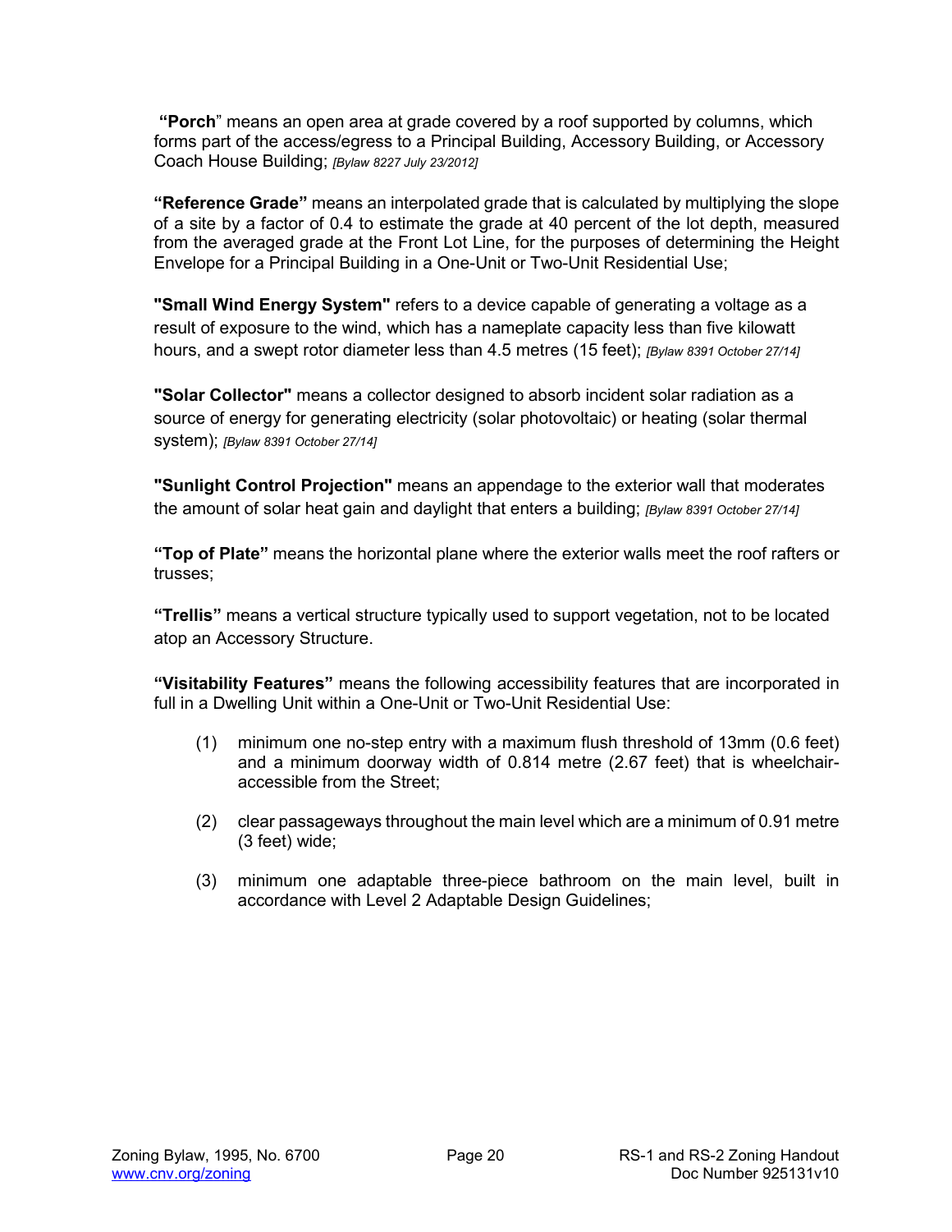**"Porch"** means an open area at grade covered by a roof supported by columns, which forms part of the access/egress to a Principal Building, Accessory Building, or Accessory Coach House Building; *[Bylaw 8227 July 23/2012]*

**"Reference Grade"** means an interpolated grade that is calculated by multiplying the slope of a site by a factor of 0.4 to estimate the grade at 40 percent of the lot depth, measured from the averaged grade at the Front Lot Line, for the purposes of determining the Height Envelope for a Principal Building in a One-Unit or Two-Unit Residential Use;

**"Small Wind Energy System"** refers to a device capable of generating a voltage as a result of exposure to the wind, which has a nameplate capacity less than five kilowatt hours, and a swept rotor diameter less than 4.5 metres (15 feet); *[Bylaw 8391 October 27/14]*

**"Solar Collector"** means a collector designed to absorb incident solar radiation as a source of energy for generating electricity (solar photovoltaic) or heating (solar thermal system); *[Bylaw 8391 October 27/14]*

**"Sunlight Control Projection"** means an appendage to the exterior wall that moderates the amount of solar heat gain and daylight that enters a building; *[Bylaw 8391 October 27/14]*

**"Top of Plate"** means the horizontal plane where the exterior walls meet the roof rafters or trusses;

**"Trellis"** means a vertical structure typically used to support vegetation, not to be located atop an Accessory Structure.

**"Visitability Features"** means the following accessibility features that are incorporated in full in a Dwelling Unit within a One-Unit or Two-Unit Residential Use:

(1) minimum one no-step entry with a maximum flush threshold of 13mm (0.6 feet) and a minimum doorway width of 0.814 metre (2.67 feet) that is wheelchair-accessible from the Street;

(2) clear passageways throughout the main level which are a minimum of 0.91 metre (3 feet) wide;

(3) minimum one adaptable three-piece bathroom on the main level, built in accordance with Level 2 Adaptable Design Guidelines;